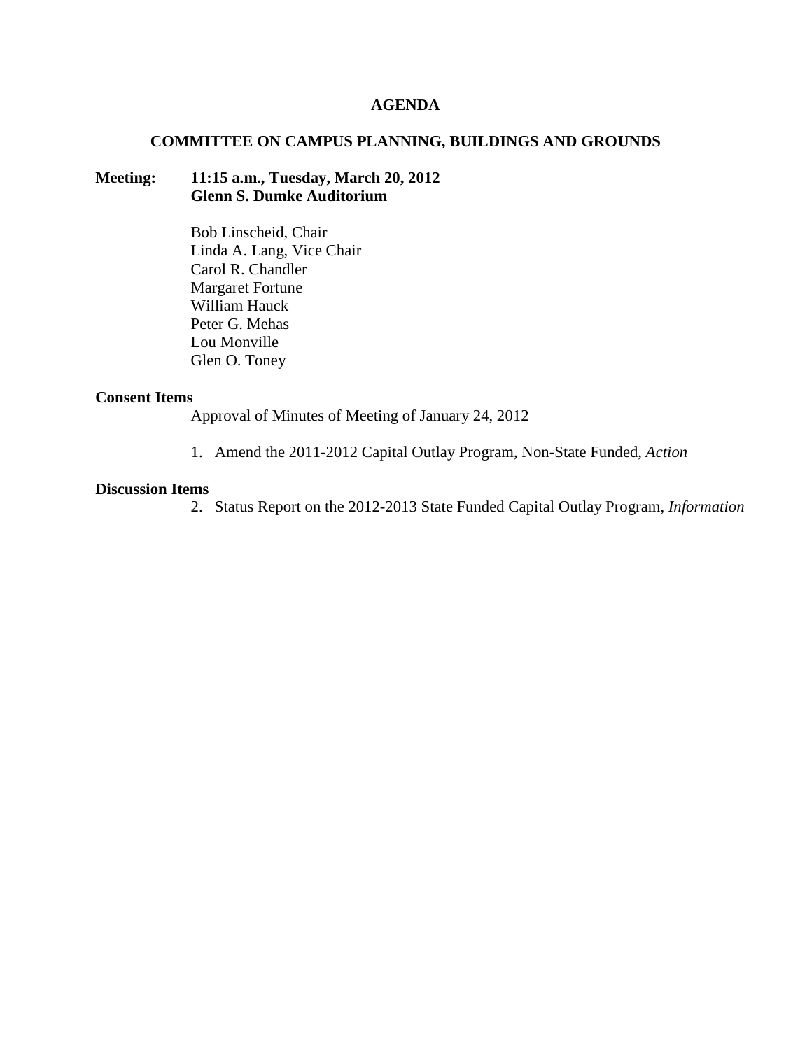# AGENDA

## COMMITTEE ON CAMPUS PLANNING, BUILDINGS AND GROUNDS

**Meeting:** **11:15 a.m., Tuesday, March 20, 2012**
**Glenn S. Dumke Auditorium**

Bob Linscheid, Chair
Linda A. Lang, Vice Chair
Carol R. Chandler
Margaret Fortune
William Hauck
Peter G. Mehas
Lou Monville
Glen O. Toney

**Consent Items**

Approval of Minutes of Meeting of January 24, 2012

1. Amend the 2011-2012 Capital Outlay Program, Non-State Funded, *Action*

**Discussion Items**

2. Status Report on the 2012-2013 State Funded Capital Outlay Program, *Information*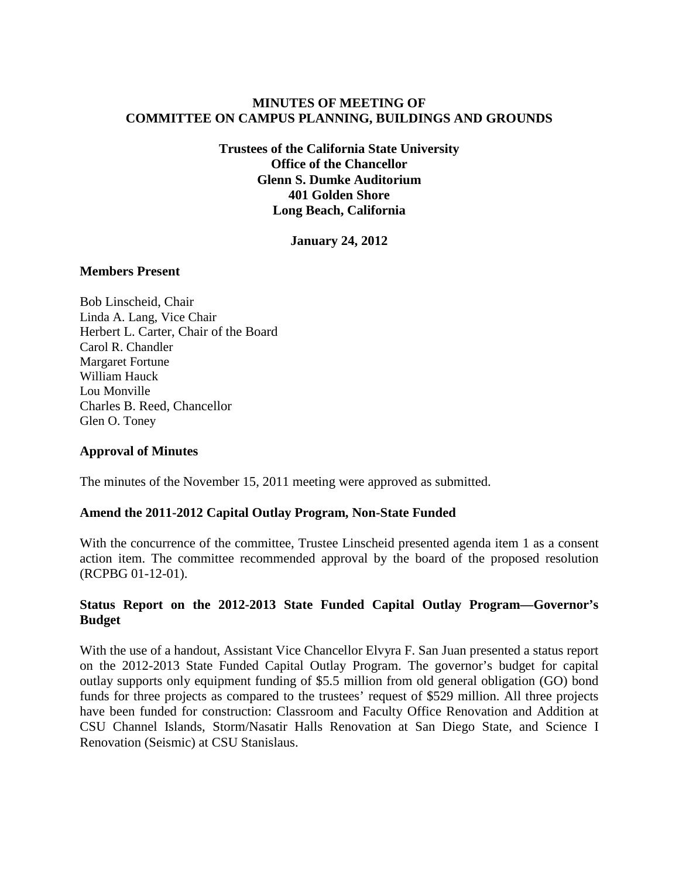# MINUTES OF MEETING OF COMMITTEE ON CAMPUS PLANNING, BUILDINGS AND GROUNDS

**Trustees of the California State University**
**Office of the Chancellor**
**Glenn S. Dumke Auditorium**
**401 Golden Shore**
**Long Beach, California**

**January 24, 2012**

## Members Present

Bob Linscheid, Chair
Linda A. Lang, Vice Chair
Herbert L. Carter, Chair of the Board
Carol R. Chandler
Margaret Fortune
William Hauck
Lou Monville
Charles B. Reed, Chancellor
Glen O. Toney

## Approval of Minutes

The minutes of the November 15, 2011 meeting were approved as submitted.

## Amend the 2011-2012 Capital Outlay Program, Non-State Funded

With the concurrence of the committee, Trustee Linscheid presented agenda item 1 as a consent action item. The committee recommended approval by the board of the proposed resolution (RCPBG 01-12-01).

## Status Report on the 2012-2013 State Funded Capital Outlay Program—Governor's Budget

With the use of a handout, Assistant Vice Chancellor Elvyra F. San Juan presented a status report on the 2012-2013 State Funded Capital Outlay Program. The governor's budget for capital outlay supports only equipment funding of $5.5 million from old general obligation (GO) bond funds for three projects as compared to the trustees' request of $529 million. All three projects have been funded for construction: Classroom and Faculty Office Renovation and Addition at CSU Channel Islands, Storm/Nasatir Halls Renovation at San Diego State, and Science I Renovation (Seismic) at CSU Stanislaus.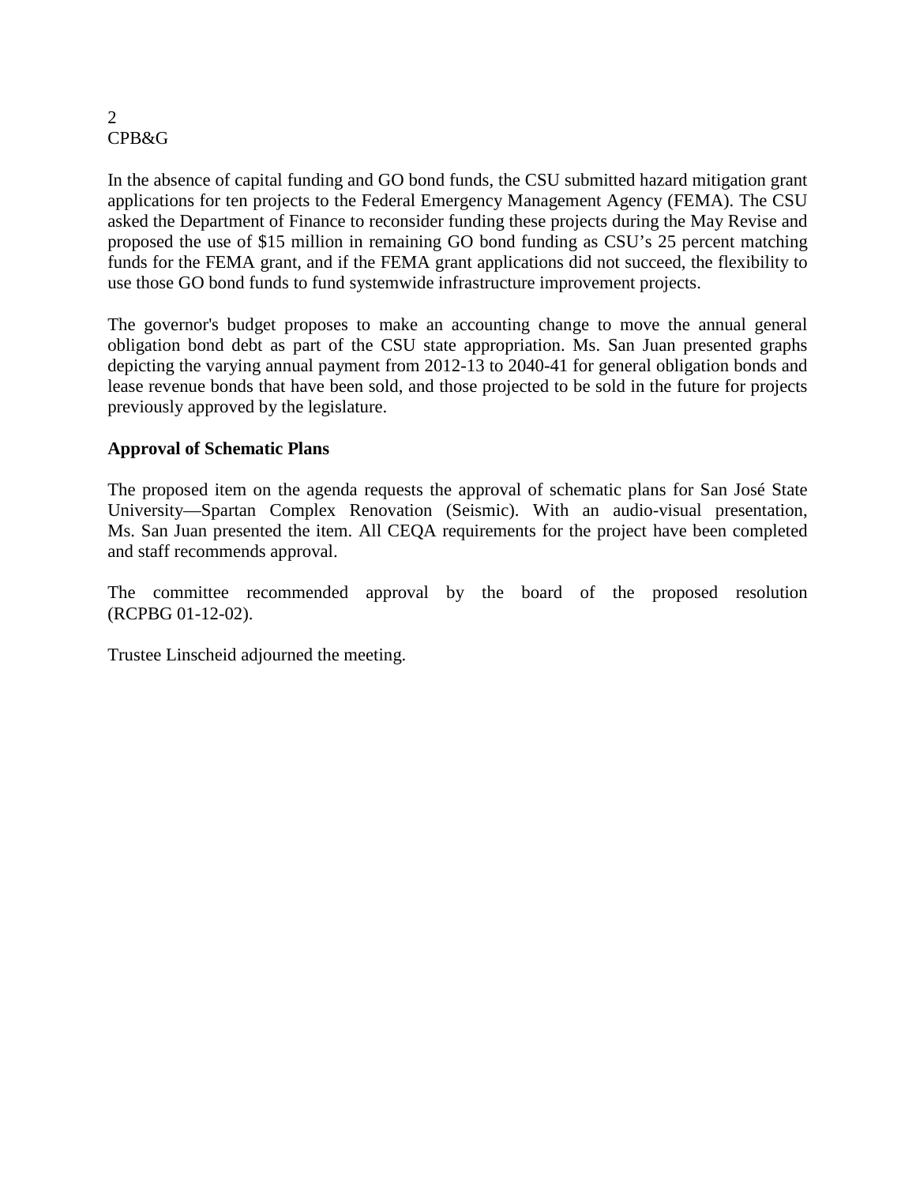In the absence of capital funding and GO bond funds, the CSU submitted hazard mitigation grant applications for ten projects to the Federal Emergency Management Agency (FEMA). The CSU asked the Department of Finance to reconsider funding these projects during the May Revise and proposed the use of $15 million in remaining GO bond funding as CSU's 25 percent matching funds for the FEMA grant, and if the FEMA grant applications did not succeed, the flexibility to use those GO bond funds to fund systemwide infrastructure improvement projects.

The governor's budget proposes to make an accounting change to move the annual general obligation bond debt as part of the CSU state appropriation. Ms. San Juan presented graphs depicting the varying annual payment from 2012-13 to 2040-41 for general obligation bonds and lease revenue bonds that have been sold, and those projected to be sold in the future for projects previously approved by the legislature.

**Approval of Schematic Plans**

The proposed item on the agenda requests the approval of schematic plans for San José State University—Spartan Complex Renovation (Seismic). With an audio-visual presentation, Ms. San Juan presented the item. All CEQA requirements for the project have been completed and staff recommends approval.

The committee recommended approval by the board of the proposed resolution (RCPBG 01-12-02).

Trustee Linscheid adjourned the meeting.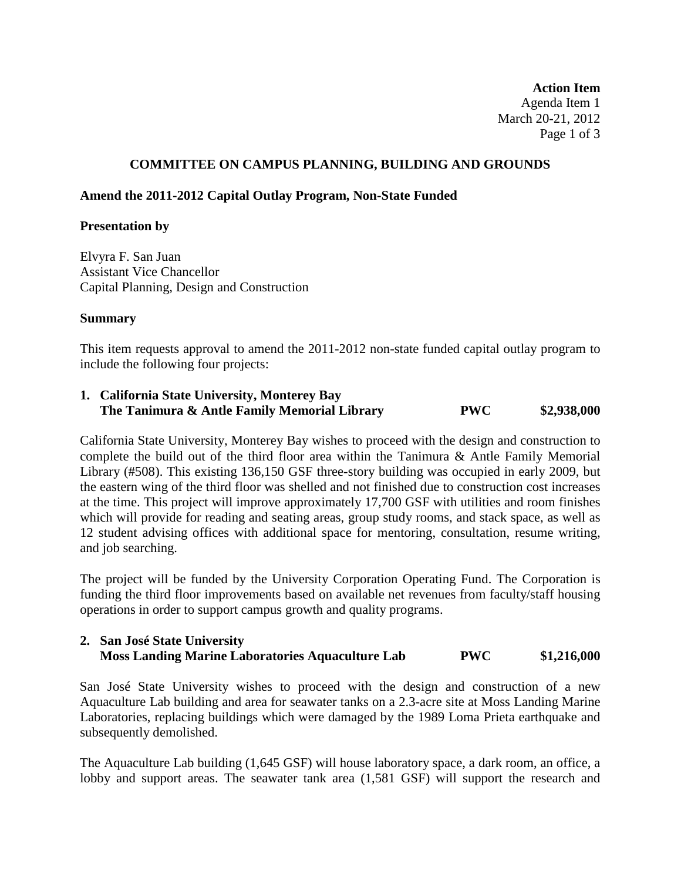**Action Item**
Agenda Item 1
March 20-21, 2012

## COMMITTEE ON CAMPUS PLANNING, BUILDING AND GROUNDS

### Amend the 2011-2012 Capital Outlay Program, Non-State Funded

**Presentation by**

Elvyra F. San Juan
Assistant Vice Chancellor
Capital Planning, Design and Construction

**Summary**

This item requests approval to amend the 2011-2012 non-state funded capital outlay program to include the following four projects:

**1. California State University, Monterey Bay**
**The Tanimura & Antle Family Memorial Library PWC $2,938,000**

California State University, Monterey Bay wishes to proceed with the design and construction to complete the build out of the third floor area within the Tanimura & Antle Family Memorial Library (#508). This existing 136,150 GSF three-story building was occupied in early 2009, but the eastern wing of the third floor was shelled and not finished due to construction cost increases at the time. This project will improve approximately 17,700 GSF with utilities and room finishes which will provide for reading and seating areas, group study rooms, and stack space, as well as 12 student advising offices with additional space for mentoring, consultation, resume writing, and job searching.

The project will be funded by the University Corporation Operating Fund. The Corporation is funding the third floor improvements based on available net revenues from faculty/staff housing operations in order to support campus growth and quality programs.

**2. San José State University**
**Moss Landing Marine Laboratories Aquaculture Lab PWC $1,216,000**

San José State University wishes to proceed with the design and construction of a new Aquaculture Lab building and area for seawater tanks on a 2.3-acre site at Moss Landing Marine Laboratories, replacing buildings which were damaged by the 1989 Loma Prieta earthquake and subsequently demolished.

The Aquaculture Lab building (1,645 GSF) will house laboratory space, a dark room, an office, a lobby and support areas. The seawater tank area (1,581 GSF) will support the research and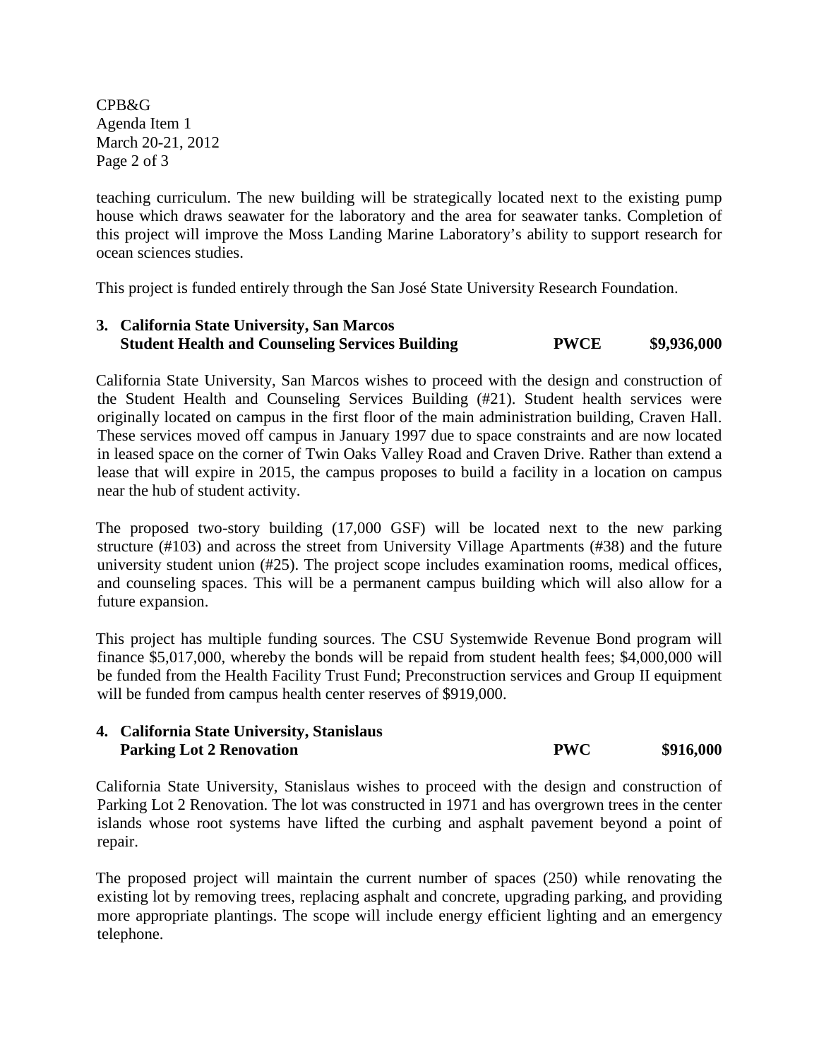teaching curriculum. The new building will be strategically located next to the existing pump house which draws seawater for the laboratory and the area for seawater tanks. Completion of this project will improve the Moss Landing Marine Laboratory's ability to support research for ocean sciences studies.

This project is funded entirely through the San José State University Research Foundation.

**3. California State University, San Marcos**
**Student Health and Counseling Services Building PWCE $9,936,000**

California State University, San Marcos wishes to proceed with the design and construction of the Student Health and Counseling Services Building (#21). Student health services were originally located on campus in the first floor of the main administration building, Craven Hall. These services moved off campus in January 1997 due to space constraints and are now located in leased space on the corner of Twin Oaks Valley Road and Craven Drive. Rather than extend a lease that will expire in 2015, the campus proposes to build a facility in a location on campus near the hub of student activity.

The proposed two-story building (17,000 GSF) will be located next to the new parking structure (#103) and across the street from University Village Apartments (#38) and the future university student union (#25). The project scope includes examination rooms, medical offices, and counseling spaces. This will be a permanent campus building which will also allow for a future expansion.

This project has multiple funding sources. The CSU Systemwide Revenue Bond program will finance $5,017,000, whereby the bonds will be repaid from student health fees; $4,000,000 will be funded from the Health Facility Trust Fund; Preconstruction services and Group II equipment will be funded from campus health center reserves of $919,000.

**4. California State University, Stanislaus**
**Parking Lot 2 Renovation PWC $916,000**

California State University, Stanislaus wishes to proceed with the design and construction of Parking Lot 2 Renovation. The lot was constructed in 1971 and has overgrown trees in the center islands whose root systems have lifted the curbing and asphalt pavement beyond a point of repair.

The proposed project will maintain the current number of spaces (250) while renovating the existing lot by removing trees, replacing asphalt and concrete, upgrading parking, and providing more appropriate plantings. The scope will include energy efficient lighting and an emergency telephone.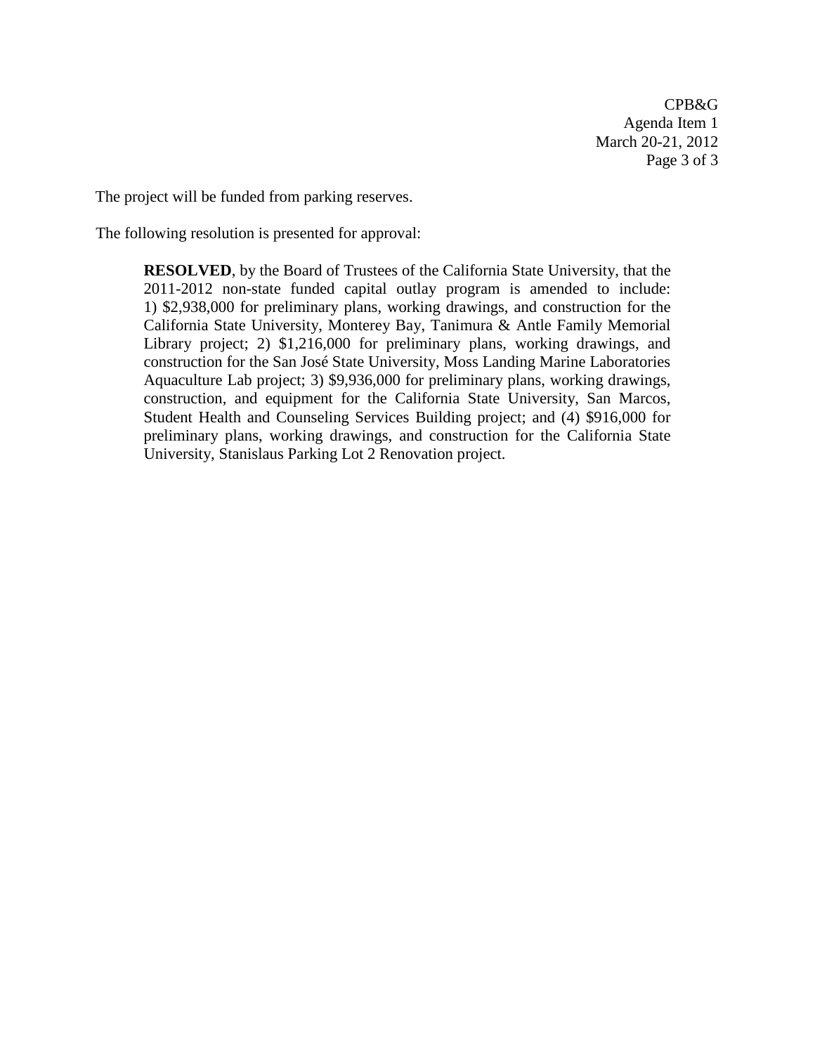The project will be funded from parking reserves.

The following resolution is presented for approval:

> **RESOLVED**, by the Board of Trustees of the California State University, that the 2011-2012 non-state funded capital outlay program is amended to include: 1) $2,938,000 for preliminary plans, working drawings, and construction for the California State University, Monterey Bay, Tanimura & Antle Family Memorial Library project; 2) $1,216,000 for preliminary plans, working drawings, and construction for the San José State University, Moss Landing Marine Laboratories Aquaculture Lab project; 3) $9,936,000 for preliminary plans, working drawings, construction, and equipment for the California State University, San Marcos, Student Health and Counseling Services Building project; and (4) $916,000 for preliminary plans, working drawings, and construction for the California State University, Stanislaus Parking Lot 2 Renovation project.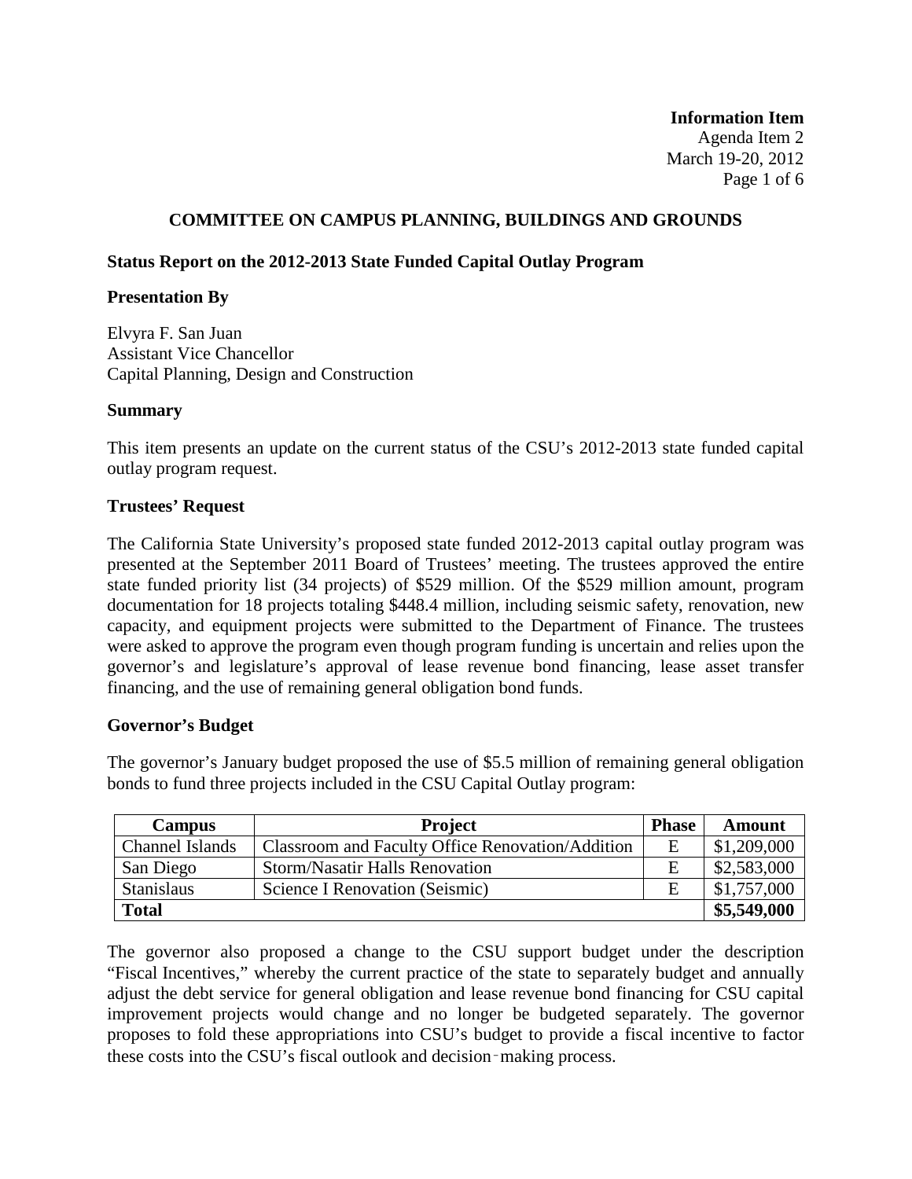**Information Item**
Agenda Item 2
March 19-20, 2012

## COMMITTEE ON CAMPUS PLANNING, BUILDINGS AND GROUNDS

### Status Report on the 2012-2013 State Funded Capital Outlay Program

#### Presentation By

Elvyra F. San Juan
Assistant Vice Chancellor
Capital Planning, Design and Construction

#### Summary

This item presents an update on the current status of the CSU's 2012-2013 state funded capital outlay program request.

#### Trustees' Request

The California State University's proposed state funded 2012-2013 capital outlay program was presented at the September 2011 Board of Trustees' meeting. The trustees approved the entire state funded priority list (34 projects) of $529 million. Of the $529 million amount, program documentation for 18 projects totaling $448.4 million, including seismic safety, renovation, new capacity, and equipment projects were submitted to the Department of Finance. The trustees were asked to approve the program even though program funding is uncertain and relies upon the governor's and legislature's approval of lease revenue bond financing, lease asset transfer financing, and the use of remaining general obligation bond funds.

#### Governor's Budget

The governor's January budget proposed the use of $5.5 million of remaining general obligation bonds to fund three projects included in the CSU Capital Outlay program:

| Campus | Project | Phase | Amount |
|---|---|---|---|
| Channel Islands | Classroom and Faculty Office Renovation/Addition | E | $1,209,000 |
| San Diego | Storm/Nasatir Halls Renovation | E | $2,583,000 |
| Stanislaus | Science I Renovation (Seismic) | E | $1,757,000 |
| **Total** | | | **$5,549,000** |

The governor also proposed a change to the CSU support budget under the description "Fiscal Incentives," whereby the current practice of the state to separately budget and annually adjust the debt service for general obligation and lease revenue bond financing for CSU capital improvement projects would change and no longer be budgeted separately. The governor proposes to fold these appropriations into CSU's budget to provide a fiscal incentive to factor these costs into the CSU's fiscal outlook and decision-making process.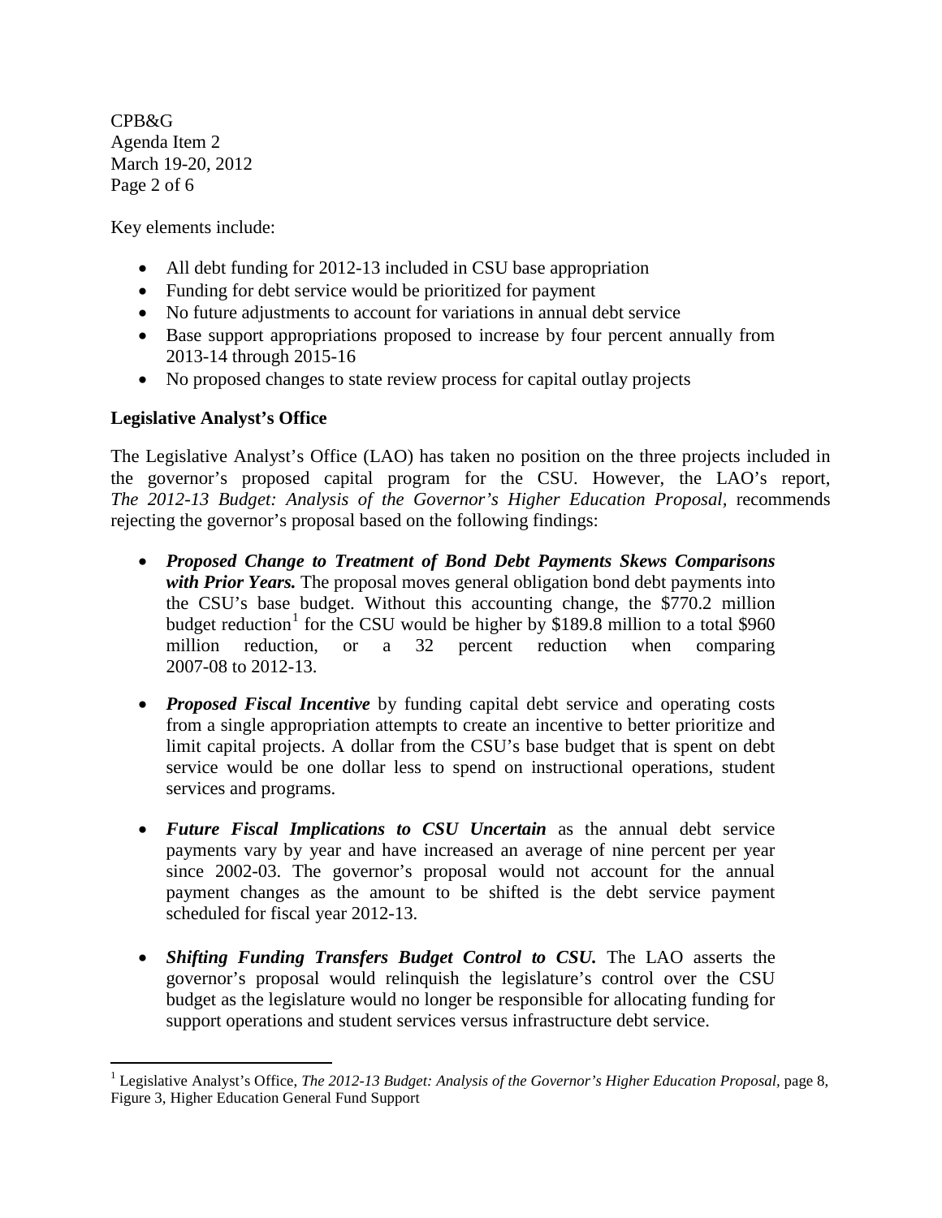Key elements include:

- All debt funding for 2012-13 included in CSU base appropriation
- Funding for debt service would be prioritized for payment
- No future adjustments to account for variations in annual debt service
- Base support appropriations proposed to increase by four percent annually from 2013-14 through 2015-16
- No proposed changes to state review process for capital outlay projects

**Legislative Analyst's Office**

The Legislative Analyst's Office (LAO) has taken no position on the three projects included in the governor's proposed capital program for the CSU. However, the LAO's report, *The 2012-13 Budget: Analysis of the Governor's Higher Education Proposal*, recommends rejecting the governor's proposal based on the following findings:

- ***Proposed Change to Treatment of Bond Debt Payments Skews Comparisons with Prior Years.*** The proposal moves general obligation bond debt payments into the CSU's base budget. Without this accounting change, the $770.2 million budget reduction[1] for the CSU would be higher by $189.8 million to a total $960 million reduction, or a 32 percent reduction when comparing 2007-08 to 2012-13.
- ***Proposed Fiscal Incentive*** by funding capital debt service and operating costs from a single appropriation attempts to create an incentive to better prioritize and limit capital projects. A dollar from the CSU's base budget that is spent on debt service would be one dollar less to spend on instructional operations, student services and programs.
- ***Future Fiscal Implications to CSU Uncertain*** as the annual debt service payments vary by year and have increased an average of nine percent per year since 2002-03. The governor's proposal would not account for the annual payment changes as the amount to be shifted is the debt service payment scheduled for fiscal year 2012-13.
- ***Shifting Funding Transfers Budget Control to CSU.*** The LAO asserts the governor's proposal would relinquish the legislature's control over the CSU budget as the legislature would no longer be responsible for allocating funding for support operations and student services versus infrastructure debt service.

---

[1] Legislative Analyst's Office, *The 2012-13 Budget: Analysis of the Governor's Higher Education Proposal*, page 8, Figure 3, Higher Education General Fund Support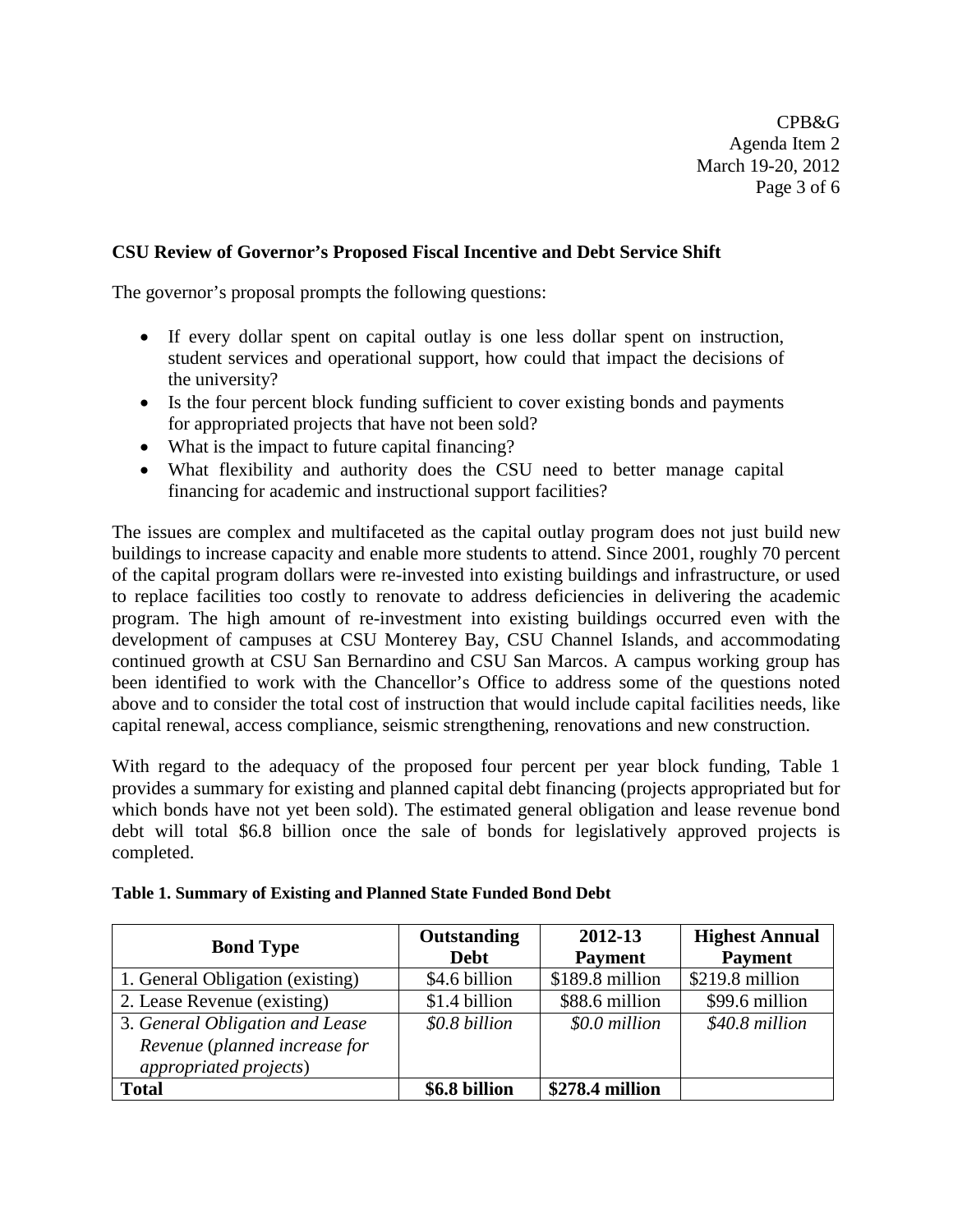**CSU Review of Governor's Proposed Fiscal Incentive and Debt Service Shift**

The governor's proposal prompts the following questions:

- If every dollar spent on capital outlay is one less dollar spent on instruction, student services and operational support, how could that impact the decisions of the university?
- Is the four percent block funding sufficient to cover existing bonds and payments for appropriated projects that have not been sold?
- What is the impact to future capital financing?
- What flexibility and authority does the CSU need to better manage capital financing for academic and instructional support facilities?

The issues are complex and multifaceted as the capital outlay program does not just build new buildings to increase capacity and enable more students to attend. Since 2001, roughly 70 percent of the capital program dollars were re-invested into existing buildings and infrastructure, or used to replace facilities too costly to renovate to address deficiencies in delivering the academic program. The high amount of re-investment into existing buildings occurred even with the development of campuses at CSU Monterey Bay, CSU Channel Islands, and accommodating continued growth at CSU San Bernardino and CSU San Marcos. A campus working group has been identified to work with the Chancellor's Office to address some of the questions noted above and to consider the total cost of instruction that would include capital facilities needs, like capital renewal, access compliance, seismic strengthening, renovations and new construction.

With regard to the adequacy of the proposed four percent per year block funding, Table 1 provides a summary for existing and planned capital debt financing (projects appropriated but for which bonds have not yet been sold). The estimated general obligation and lease revenue bond debt will total $6.8 billion once the sale of bonds for legislatively approved projects is completed.

**Table 1. Summary of Existing and Planned State Funded Bond Debt**

| Bond Type | Outstanding Debt | 2012-13 Payment | Highest Annual Payment |
|---|---|---|---|
| 1. General Obligation (existing) | $4.6 billion | $189.8 million | $219.8 million |
| 2. Lease Revenue (existing) | $1.4 billion | $88.6 million | $99.6 million |
| 3. *General Obligation and Lease Revenue (planned increase for appropriated projects)* | *$0.8 billion* | *$0.0 million* | *$40.8 million* |
| **Total** | **$6.8 billion** | **$278.4 million** | |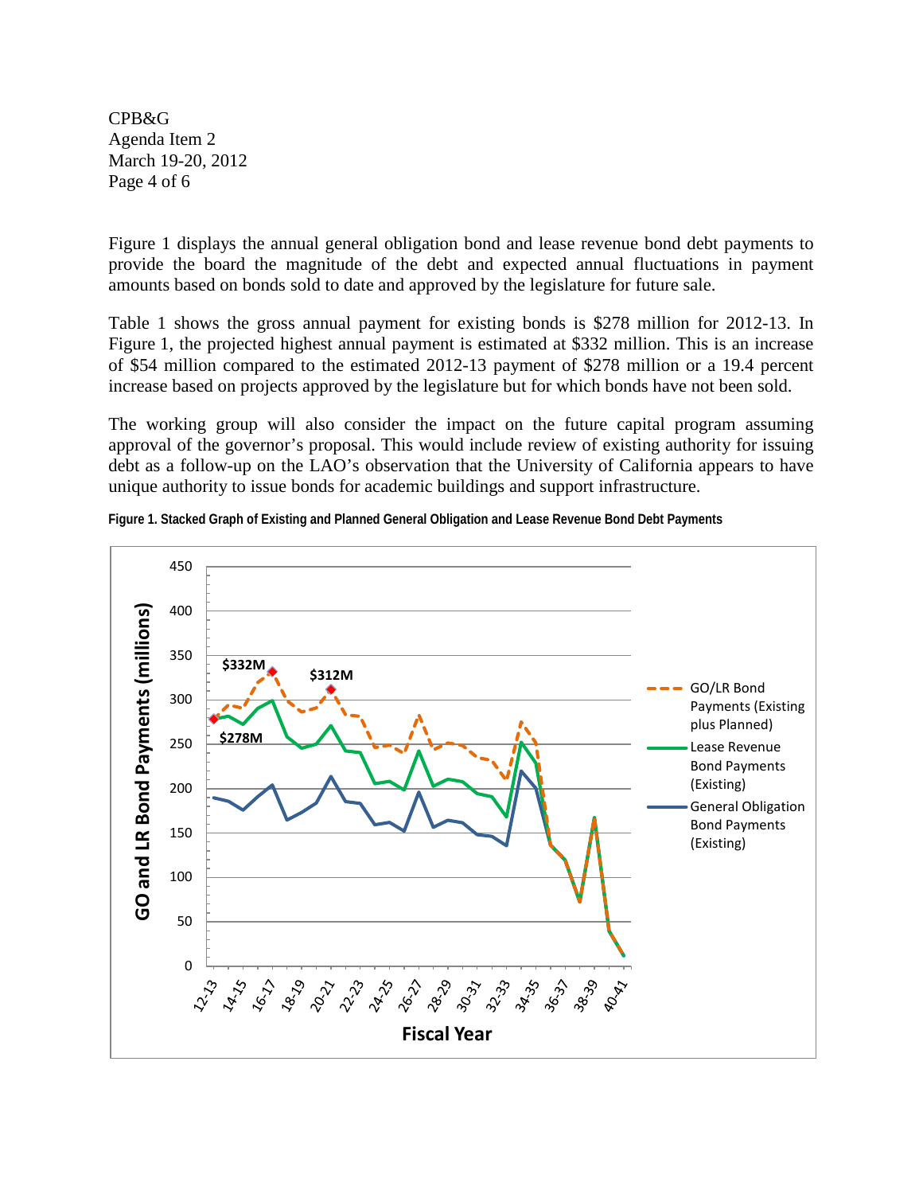Figure 1 displays the annual general obligation bond and lease revenue bond debt payments to provide the board the magnitude of the debt and expected annual fluctuations in payment amounts based on bonds sold to date and approved by the legislature for future sale.

Table 1 shows the gross annual payment for existing bonds is $278 million for 2012-13. In Figure 1, the projected highest annual payment is estimated at $332 million. This is an increase of $54 million compared to the estimated 2012-13 payment of $278 million or a 19.4 percent increase based on projects approved by the legislature but for which bonds have not been sold.

The working group will also consider the impact on the future capital program assuming approval of the governor's proposal. This would include review of existing authority for issuing debt as a follow-up on the LAO's observation that the University of California appears to have unique authority to issue bonds for academic buildings and support infrastructure.

**Figure 1. Stacked Graph of Existing and Planned General Obligation and Lease Revenue Bond Debt Payments**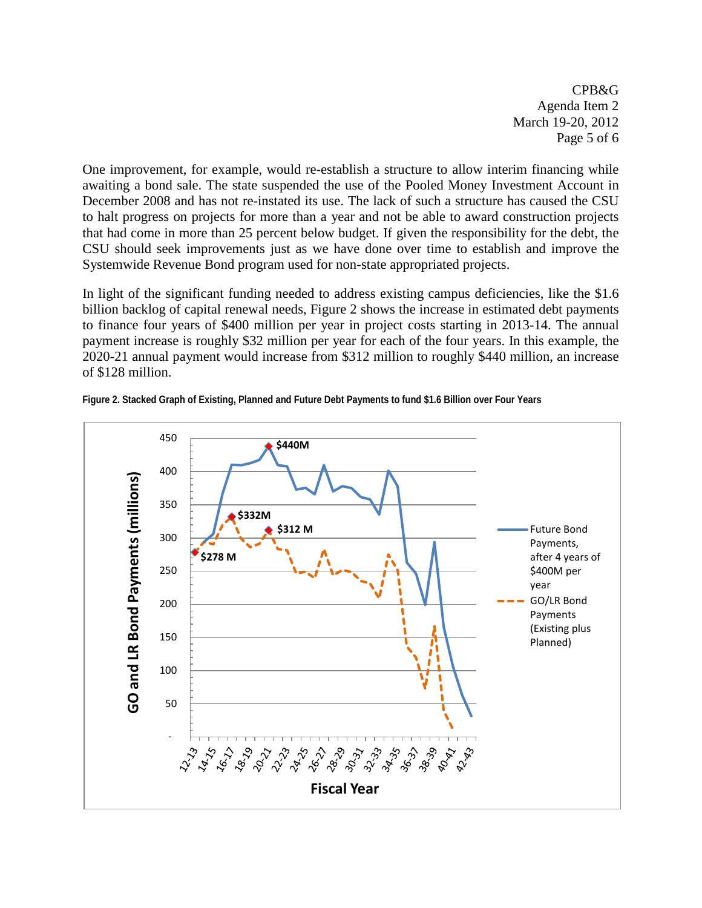One improvement, for example, would re-establish a structure to allow interim financing while awaiting a bond sale. The state suspended the use of the Pooled Money Investment Account in December 2008 and has not re-instated its use. The lack of such a structure has caused the CSU to halt progress on projects for more than a year and not be able to award construction projects that had come in more than 25 percent below budget. If given the responsibility for the debt, the CSU should seek improvements just as we have done over time to establish and improve the Systemwide Revenue Bond program used for non-state appropriated projects.

In light of the significant funding needed to address existing campus deficiencies, like the $1.6 billion backlog of capital renewal needs, Figure 2 shows the increase in estimated debt payments to finance four years of $400 million per year in project costs starting in 2013-14. The annual payment increase is roughly $32 million per year for each of the four years. In this example, the 2020-21 annual payment would increase from $312 million to roughly $440 million, an increase of $128 million.

**Figure 2. Stacked Graph of Existing, Planned and Future Debt Payments to fund $1.6 Billion over Four Years**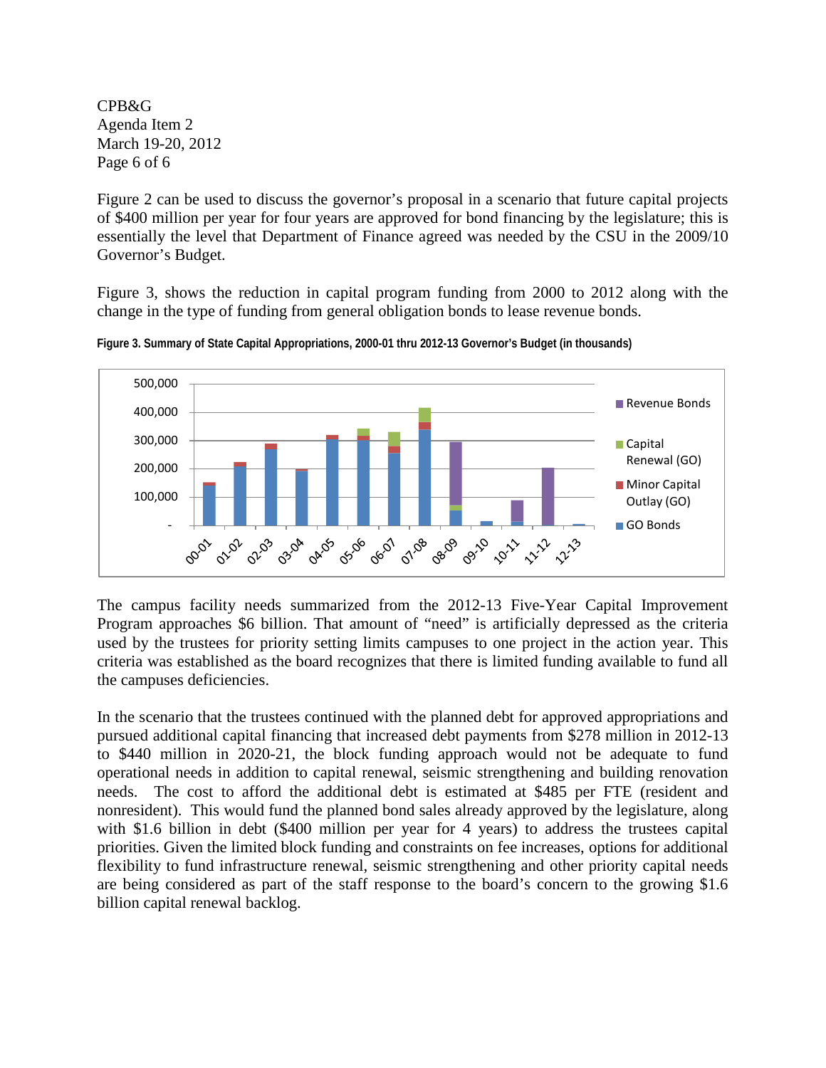Figure 2 can be used to discuss the governor's proposal in a scenario that future capital projects of $400 million per year for four years are approved for bond financing by the legislature; this is essentially the level that Department of Finance agreed was needed by the CSU in the 2009/10 Governor's Budget.

Figure 3, shows the reduction in capital program funding from 2000 to 2012 along with the change in the type of funding from general obligation bonds to lease revenue bonds.

**Figure 3. Summary of State Capital Appropriations, 2000-01 thru 2012-13 Governor's Budget (in thousands)**

500,000
400,000
300,000
200,000
100,000
-

00-01 01-02 02-03 03-04 04-05 05-06 06-07 07-08 08-09 09-10 10-11 11-12 12-13

Revenue Bonds
Capital Renewal (GO)
Minor Capital Outlay (GO)
GO Bonds

The campus facility needs summarized from the 2012-13 Five-Year Capital Improvement Program approaches $6 billion. That amount of "need" is artificially depressed as the criteria used by the trustees for priority setting limits campuses to one project in the action year. This criteria was established as the board recognizes that there is limited funding available to fund all the campuses deficiencies.

In the scenario that the trustees continued with the planned debt for approved appropriations and pursued additional capital financing that increased debt payments from $278 million in 2012-13 to $440 million in 2020-21, the block funding approach would not be adequate to fund operational needs in addition to capital renewal, seismic strengthening and building renovation needs. The cost to afford the additional debt is estimated at $485 per FTE (resident and nonresident). This would fund the planned bond sales already approved by the legislature, along with $1.6 billion in debt ($400 million per year for 4 years) to address the trustees capital priorities. Given the limited block funding and constraints on fee increases, options for additional flexibility to fund infrastructure renewal, seismic strengthening and other priority capital needs are being considered as part of the staff response to the board's concern to the growing $1.6 billion capital renewal backlog.